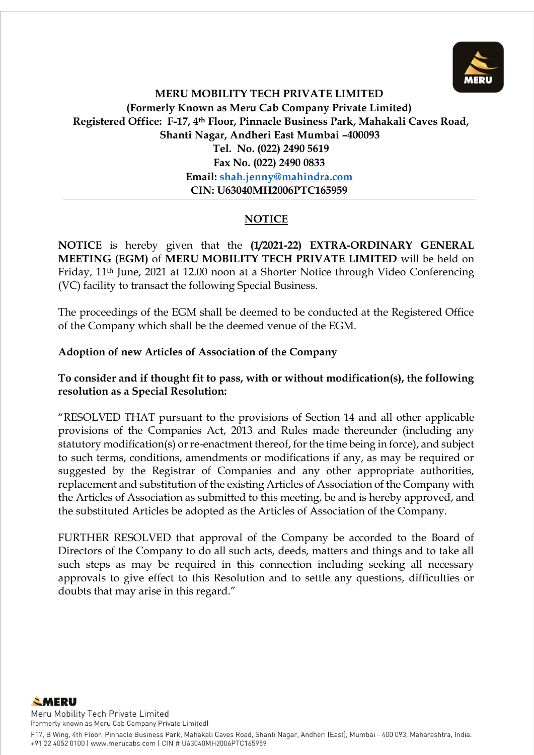**MERU MOBILITY TECH PRIVATE LIMITED**
**(Formerly Known as Meru Cab Company Private Limited)**
**Registered Office: F-17, 4th Floor, Pinnacle Business Park, Mahakali Caves Road, Shanti Nagar, Andheri East Mumbai –400093**
**Tel. No. (022) 2490 5619**
**Fax No. (022) 2490 0833**
**Email: shah.jenny@mahindra.com**
**CIN: U63040MH2006PTC165959**

---

## NOTICE

**NOTICE** is hereby given that the **(1/2021-22) EXTRA-ORDINARY GENERAL MEETING (EGM)** of **MERU MOBILITY TECH PRIVATE LIMITED** will be held on Friday, 11th June, 2021 at 12.00 noon at a Shorter Notice through Video Conferencing (VC) facility to transact the following Special Business.

The proceedings of the EGM shall be deemed to be conducted at the Registered Office of the Company which shall be the deemed venue of the EGM.

**Adoption of new Articles of Association of the Company**

**To consider and if thought fit to pass, with or without modification(s), the following resolution as a Special Resolution:**

"RESOLVED THAT pursuant to the provisions of Section 14 and all other applicable provisions of the Companies Act, 2013 and Rules made thereunder (including any statutory modification(s) or re-enactment thereof, for the time being in force), and subject to such terms, conditions, amendments or modifications if any, as may be required or suggested by the Registrar of Companies and any other appropriate authorities, replacement and substitution of the existing Articles of Association of the Company with the Articles of Association as submitted to this meeting, be and is hereby approved, and the substituted Articles be adopted as the Articles of Association of the Company.

FURTHER RESOLVED that approval of the Company be accorded to the Board of Directors of the Company to do all such acts, deeds, matters and things and to take all such steps as may be required in this connection including seeking all necessary approvals to give effect to this Resolution and to settle any questions, difficulties or doubts that may arise in this regard."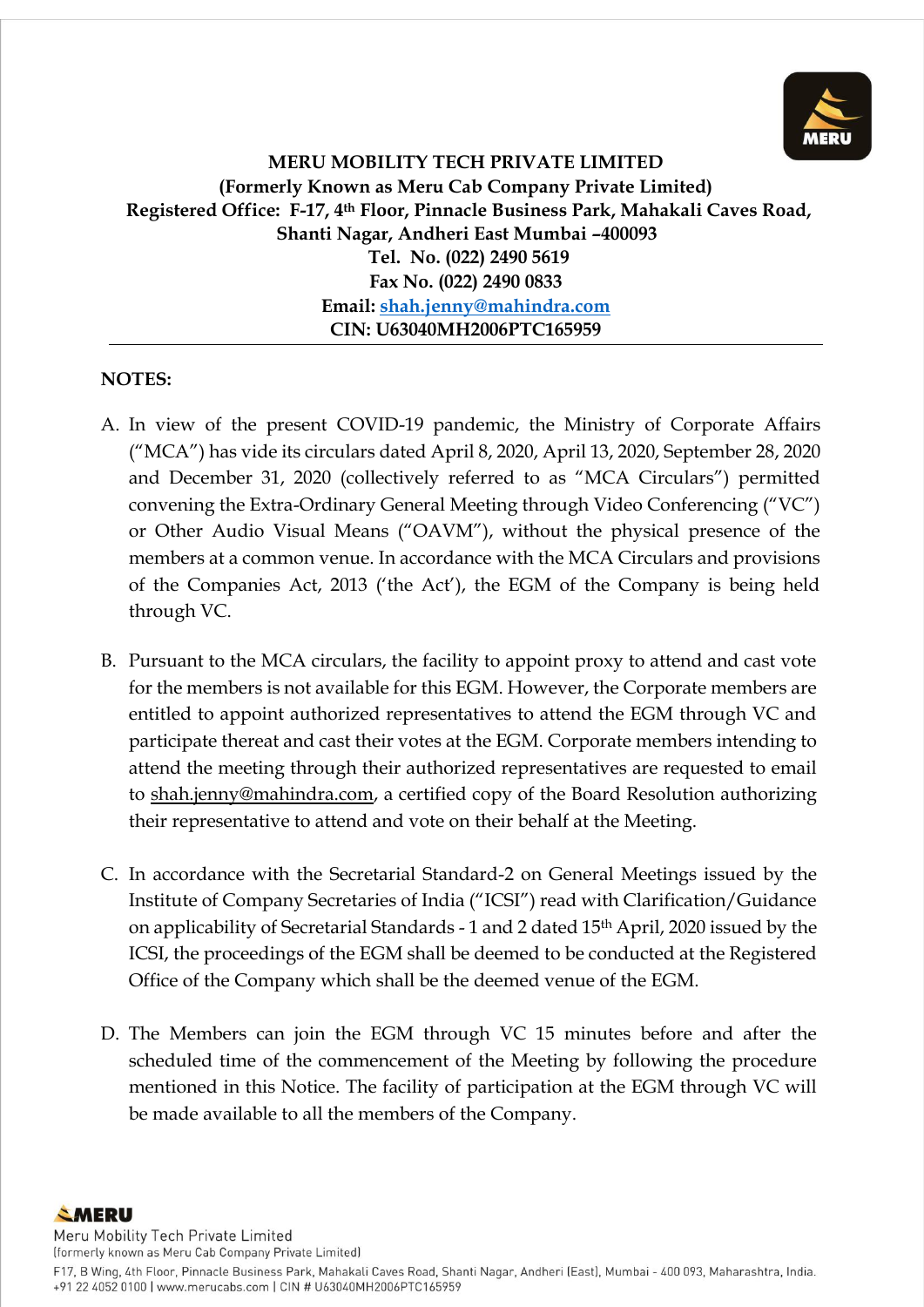**MERU MOBILITY TECH PRIVATE LIMITED**
**(Formerly Known as Meru Cab Company Private Limited)**
**Registered Office: F-17, 4th Floor, Pinnacle Business Park, Mahakali Caves Road, Shanti Nagar, Andheri East Mumbai –400093**
**Tel. No. (022) 2490 5619**
**Fax No. (022) 2490 0833**
**Email: shah.jenny@mahindra.com**
**CIN: U63040MH2006PTC165959**

---

**NOTES:**

A. In view of the present COVID-19 pandemic, the Ministry of Corporate Affairs ("MCA") has vide its circulars dated April 8, 2020, April 13, 2020, September 28, 2020 and December 31, 2020 (collectively referred to as "MCA Circulars") permitted convening the Extra-Ordinary General Meeting through Video Conferencing ("VC") or Other Audio Visual Means ("OAVM"), without the physical presence of the members at a common venue. In accordance with the MCA Circulars and provisions of the Companies Act, 2013 ('the Act'), the EGM of the Company is being held through VC.

B. Pursuant to the MCA circulars, the facility to appoint proxy to attend and cast vote for the members is not available for this EGM. However, the Corporate members are entitled to appoint authorized representatives to attend the EGM through VC and participate thereat and cast their votes at the EGM. Corporate members intending to attend the meeting through their authorized representatives are requested to email to shah.jenny@mahindra.com, a certified copy of the Board Resolution authorizing their representative to attend and vote on their behalf at the Meeting.

C. In accordance with the Secretarial Standard-2 on General Meetings issued by the Institute of Company Secretaries of India ("ICSI") read with Clarification/Guidance on applicability of Secretarial Standards - 1 and 2 dated 15th April, 2020 issued by the ICSI, the proceedings of the EGM shall be deemed to be conducted at the Registered Office of the Company which shall be the deemed venue of the EGM.

D. The Members can join the EGM through VC 15 minutes before and after the scheduled time of the commencement of the Meeting by following the procedure mentioned in this Notice. The facility of participation at the EGM through VC will be made available to all the members of the Company.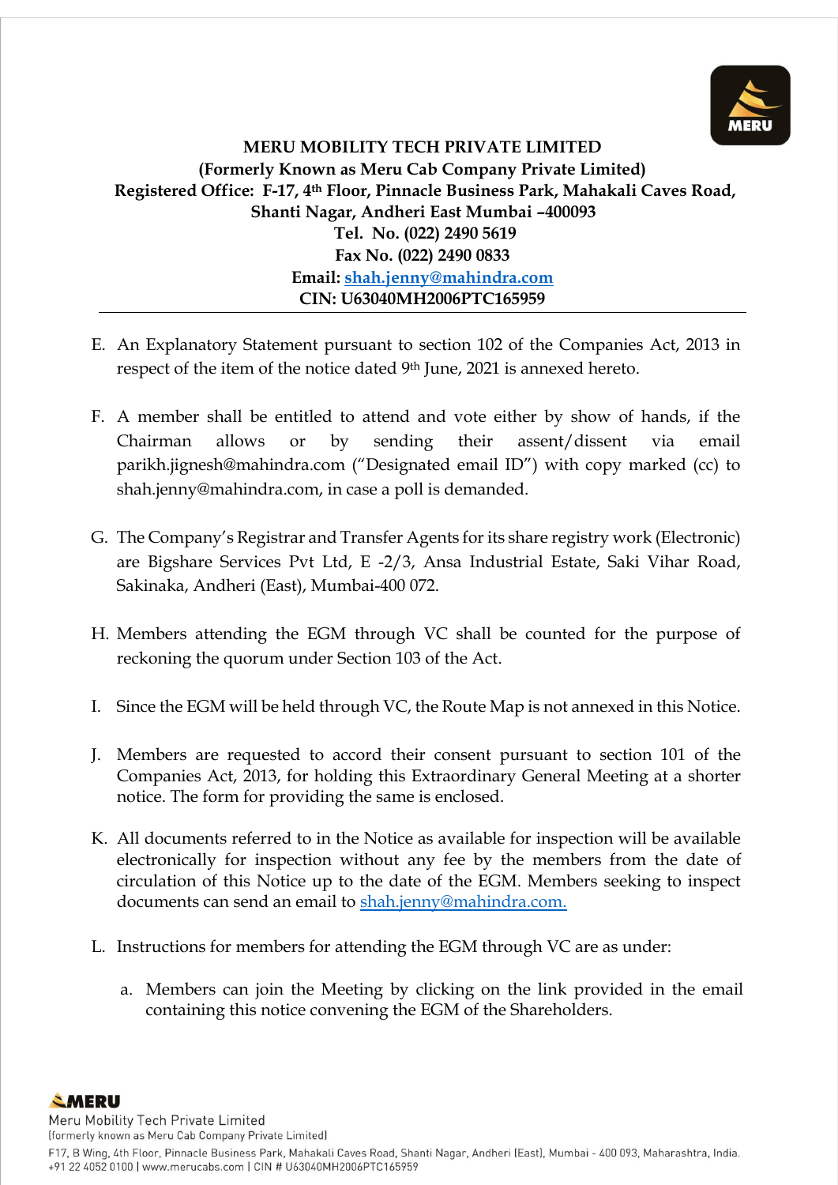**MERU MOBILITY TECH PRIVATE LIMITED**
**(Formerly Known as Meru Cab Company Private Limited)**
**Registered Office: F-17, 4th Floor, Pinnacle Business Park, Mahakali Caves Road, Shanti Nagar, Andheri East Mumbai –400093**
**Tel. No. (022) 2490 5619**
**Fax No. (022) 2490 0833**
**Email: shah.jenny@mahindra.com**
**CIN: U63040MH2006PTC165959**

---

E. An Explanatory Statement pursuant to section 102 of the Companies Act, 2013 in respect of the item of the notice dated 9th June, 2021 is annexed hereto.

F. A member shall be entitled to attend and vote either by show of hands, if the Chairman allows or by sending their assent/dissent via email parikh.jignesh@mahindra.com ("Designated email ID") with copy marked (cc) to shah.jenny@mahindra.com, in case a poll is demanded.

G. The Company's Registrar and Transfer Agents for its share registry work (Electronic) are Bigshare Services Pvt Ltd, E -2/3, Ansa Industrial Estate, Saki Vihar Road, Sakinaka, Andheri (East), Mumbai-400 072.

H. Members attending the EGM through VC shall be counted for the purpose of reckoning the quorum under Section 103 of the Act.

I. Since the EGM will be held through VC, the Route Map is not annexed in this Notice.

J. Members are requested to accord their consent pursuant to section 101 of the Companies Act, 2013, for holding this Extraordinary General Meeting at a shorter notice. The form for providing the same is enclosed.

K. All documents referred to in the Notice as available for inspection will be available electronically for inspection without any fee by the members from the date of circulation of this Notice up to the date of the EGM. Members seeking to inspect documents can send an email to shah.jenny@mahindra.com.

L. Instructions for members for attending the EGM through VC are as under:

   a. Members can join the Meeting by clicking on the link provided in the email containing this notice convening the EGM of the Shareholders.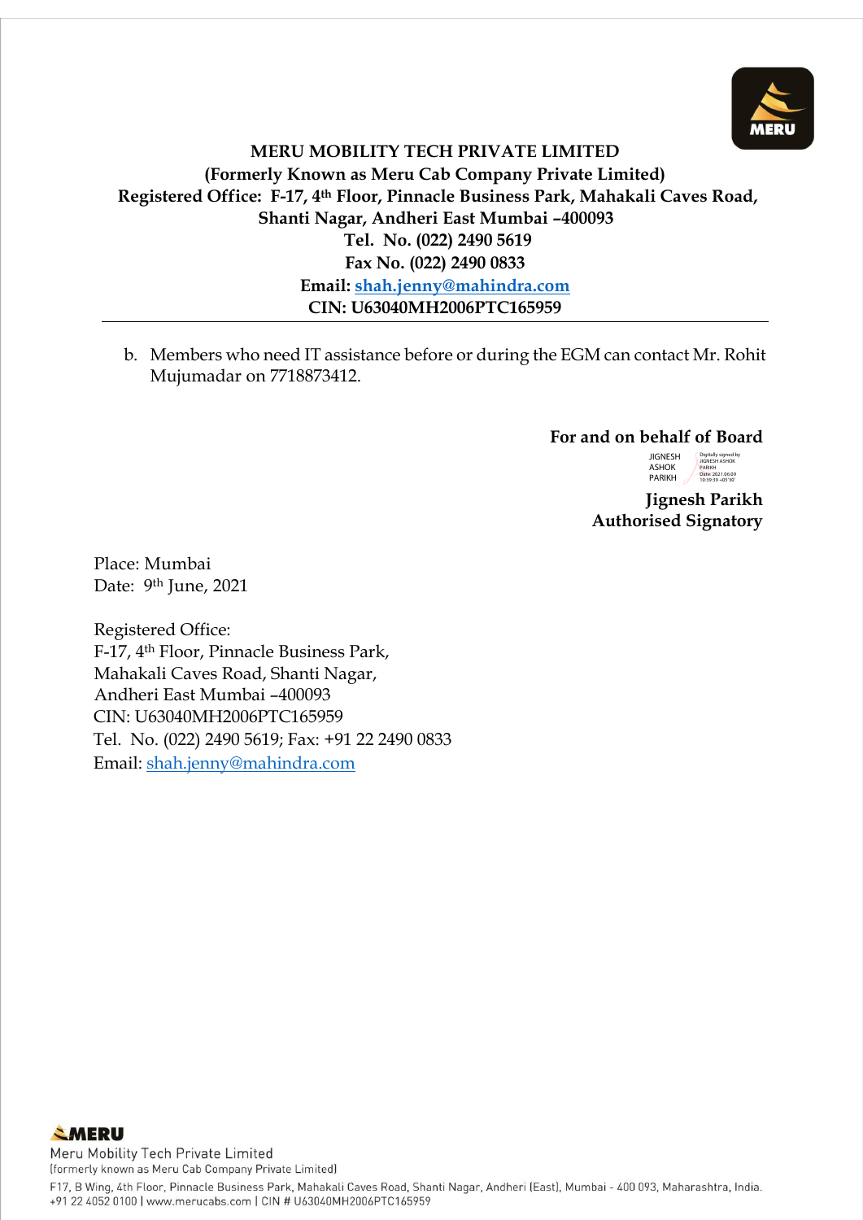**MERU MOBILITY TECH PRIVATE LIMITED**
**(Formerly Known as Meru Cab Company Private Limited)**
**Registered Office: F-17, 4th Floor, Pinnacle Business Park, Mahakali Caves Road, Shanti Nagar, Andheri East Mumbai –400093**
**Tel. No. (022) 2490 5619**
**Fax No. (022) 2490 0833**
**Email: shah.jenny@mahindra.com**
**CIN: U63040MH2006PTC165959**

---

b. Members who need IT assistance before or during the EGM can contact Mr. Rohit Mujumadar on 7718873412.

**For and on behalf of Board**

JIGNESH ASHOK PARIKH — Digitally signed by JIGNESH ASHOK PARIKH Date: 2021.06.09 10:39:39 +05'30'

**Jignesh Parikh**
**Authorised Signatory**

Place: Mumbai
Date: 9th June, 2021

Registered Office:
F-17, 4th Floor, Pinnacle Business Park,
Mahakali Caves Road, Shanti Nagar,
Andheri East Mumbai –400093
CIN: U63040MH2006PTC165959
Tel. No. (022) 2490 5619; Fax: +91 22 2490 0833
Email: shah.jenny@mahindra.com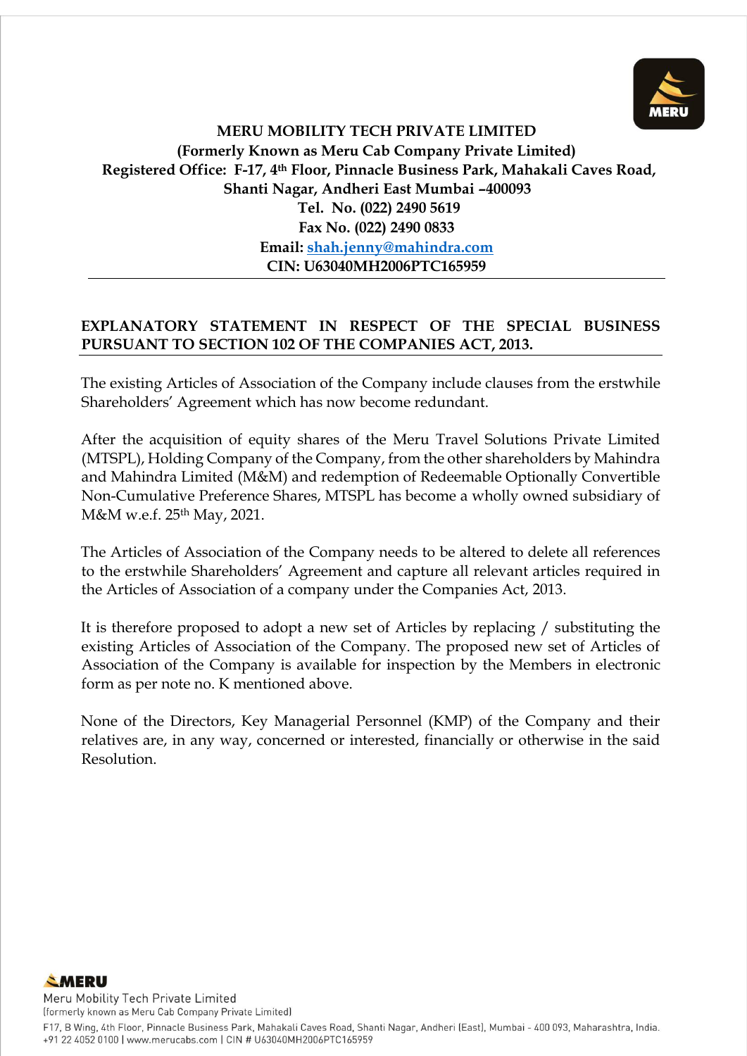**MERU MOBILITY TECH PRIVATE LIMITED**
**(Formerly Known as Meru Cab Company Private Limited)**
**Registered Office: F-17, 4th Floor, Pinnacle Business Park, Mahakali Caves Road, Shanti Nagar, Andheri East Mumbai –400093**
**Tel. No. (022) 2490 5619**
**Fax No. (022) 2490 0833**
**Email: shah.jenny@mahindra.com**
**CIN: U63040MH2006PTC165959**

---

## EXPLANATORY STATEMENT IN RESPECT OF THE SPECIAL BUSINESS PURSUANT TO SECTION 102 OF THE COMPANIES ACT, 2013.

The existing Articles of Association of the Company include clauses from the erstwhile Shareholders' Agreement which has now become redundant.

After the acquisition of equity shares of the Meru Travel Solutions Private Limited (MTSPL), Holding Company of the Company, from the other shareholders by Mahindra and Mahindra Limited (M&M) and redemption of Redeemable Optionally Convertible Non-Cumulative Preference Shares, MTSPL has become a wholly owned subsidiary of M&M w.e.f. 25th May, 2021.

The Articles of Association of the Company needs to be altered to delete all references to the erstwhile Shareholders' Agreement and capture all relevant articles required in the Articles of Association of a company under the Companies Act, 2013.

It is therefore proposed to adopt a new set of Articles by replacing / substituting the existing Articles of Association of the Company. The proposed new set of Articles of Association of the Company is available for inspection by the Members in electronic form as per note no. K mentioned above.

None of the Directors, Key Managerial Personnel (KMP) of the Company and their relatives are, in any way, concerned or interested, financially or otherwise in the said Resolution.

MERU
Meru Mobility Tech Private Limited
(formerly known as Meru Cab Company Private Limited)
F17, B Wing, 4th Floor, Pinnacle Business Park, Mahakali Caves Road, Shanti Nagar, Andheri (East), Mumbai - 400 093, Maharashtra, India.
+91 22 4052 0100 | www.merucabs.com | CIN # U63040MH2006PTC165959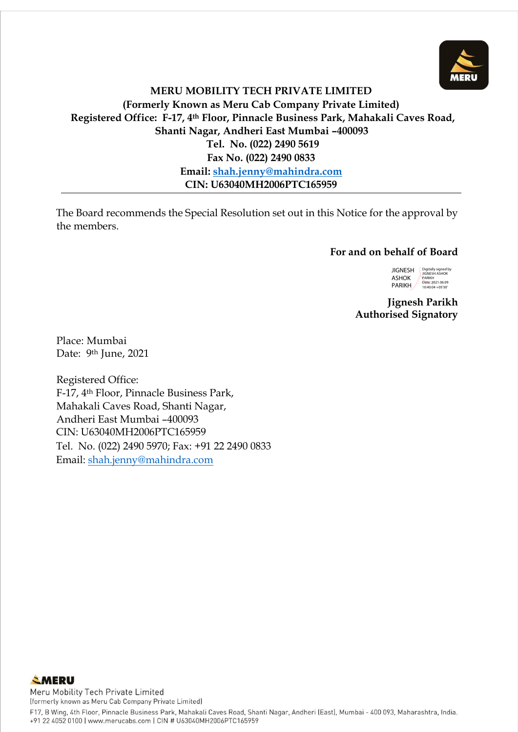**MERU MOBILITY TECH PRIVATE LIMITED**
**(Formerly Known as Meru Cab Company Private Limited)**
**Registered Office: F-17, 4th Floor, Pinnacle Business Park, Mahakali Caves Road, Shanti Nagar, Andheri East Mumbai –400093**
**Tel. No. (022) 2490 5619**
**Fax No. (022) 2490 0833**
**Email: shah.jenny@mahindra.com**
**CIN: U63040MH2006PTC165959**

---

The Board recommends the Special Resolution set out in this Notice for the approval by the members.

**For and on behalf of Board**

JIGNESH ASHOK PARIKH — Digitally signed by JIGNESH ASHOK PARIKH Date: 2021.06.09 10:40:04 +05'30'

**Jignesh Parikh**
**Authorised Signatory**

Place: Mumbai
Date: 9th June, 2021

Registered Office:
F-17, 4th Floor, Pinnacle Business Park,
Mahakali Caves Road, Shanti Nagar,
Andheri East Mumbai –400093
CIN: U63040MH2006PTC165959
Tel. No. (022) 2490 5970; Fax: +91 22 2490 0833
Email: shah.jenny@mahindra.com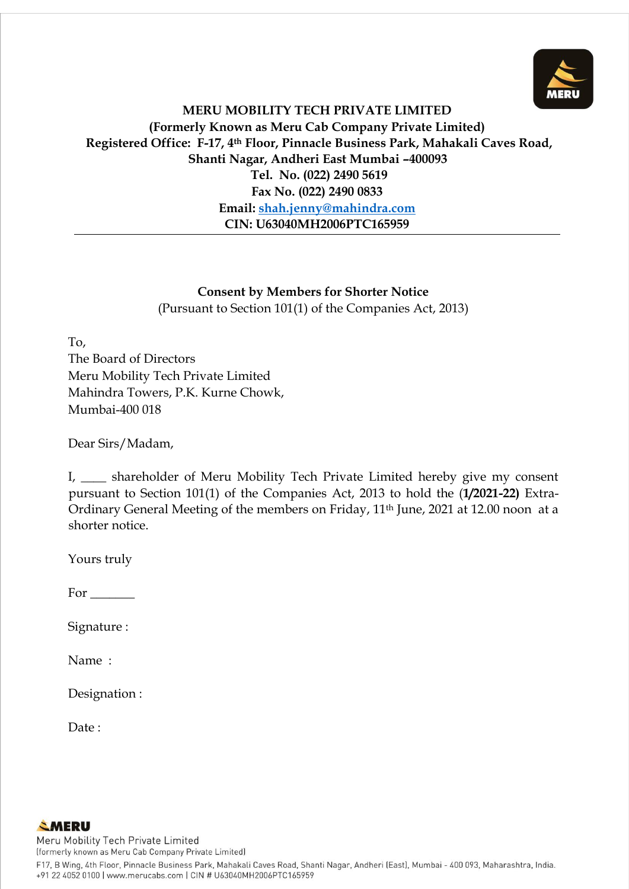**MERU MOBILITY TECH PRIVATE LIMITED**
**(Formerly Known as Meru Cab Company Private Limited)**
**Registered Office: F-17, 4th Floor, Pinnacle Business Park, Mahakali Caves Road, Shanti Nagar, Andheri East Mumbai –400093**
**Tel. No. (022) 2490 5619**
**Fax No. (022) 2490 0833**
**Email: shah.jenny@mahindra.com**
**CIN: U63040MH2006PTC165959**

---

**Consent by Members for Shorter Notice**
(Pursuant to Section 101(1) of the Companies Act, 2013)

To,
The Board of Directors
Meru Mobility Tech Private Limited
Mahindra Towers, P.K. Kurne Chowk,
Mumbai-400 018

Dear Sirs/Madam,

I, ____ shareholder of Meru Mobility Tech Private Limited hereby give my consent pursuant to Section 101(1) of the Companies Act, 2013 to hold the (**1/2021-22)** Extra-Ordinary General Meeting of the members on Friday, 11th June, 2021 at 12.00 noon at a shorter notice.

Yours truly

For _______

Signature :

Name :

Designation :

Date :

Meru Mobility Tech Private Limited
(formerly known as Meru Cab Company Private Limited)
F17, B Wing, 4th Floor, Pinnacle Business Park, Mahakali Caves Road, Shanti Nagar, Andheri (East), Mumbai - 400 093, Maharashtra, India.
+91 22 4052 0100 | www.merucabs.com | CIN # U63040MH2006PTC165959